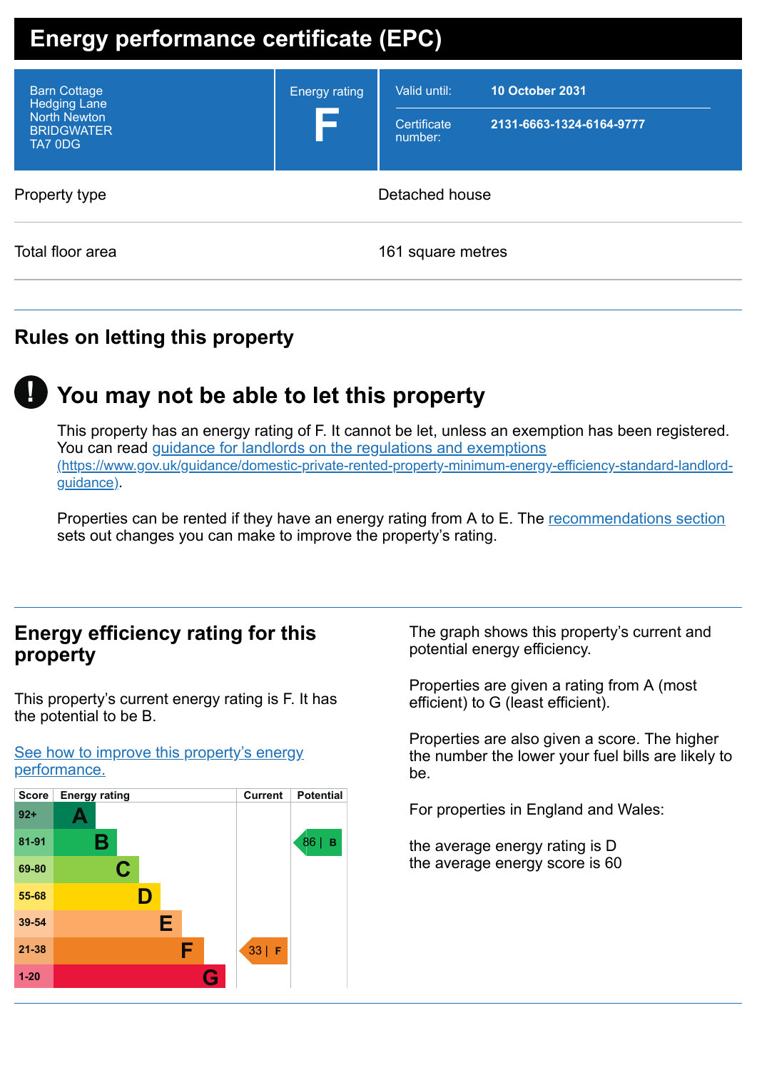# Energy performance certificate (EPC)

| | | |
|---|---|---|
| Barn Cottage<br>Hedging Lane<br>North Newton<br>BRIDGWATER<br>TA7 0DG | Energy rating<br>**F** | Valid until: **10 October 2031**<br>Certificate number: **2131-6663-1324-6164-9777** |

| | |
|---|---|
| Property type | Detached house |
| Total floor area | 161 square metres |

## Rules on letting this property

### You may not be able to let this property

This property has an energy rating of F. It cannot be let, unless an exemption has been registered. You can read [guidance for landlords on the regulations and exemptions](https://www.gov.uk/guidance/domestic-private-rented-property-minimum-energy-efficiency-standard-landlord-guidance) (https://www.gov.uk/guidance/domestic-private-rented-property-minimum-energy-efficiency-standard-landlord-guidance).

Properties can be rented if they have an energy rating from A to E. The recommendations section sets out changes you can make to improve the property's rating.

## Energy efficiency rating for this property

This property's current energy rating is F. It has the potential to be B.

See how to improve this property's energy performance.

| Score | Energy rating | Current | Potential |
|---|---|---|---|
| 92+ | A | | |
| 81-91 | B | | 86 &#124; B |
| 69-80 | C | | |
| 55-68 | D | | |
| 39-54 | E | | |
| 21-38 | F | 33 &#124; F | |
| 1-20 | G | | |

The graph shows this property's current and potential energy efficiency.

Properties are given a rating from A (most efficient) to G (least efficient).

Properties are also given a score. The higher the number the lower your fuel bills are likely to be.

For properties in England and Wales:

the average energy rating is D
the average energy score is 60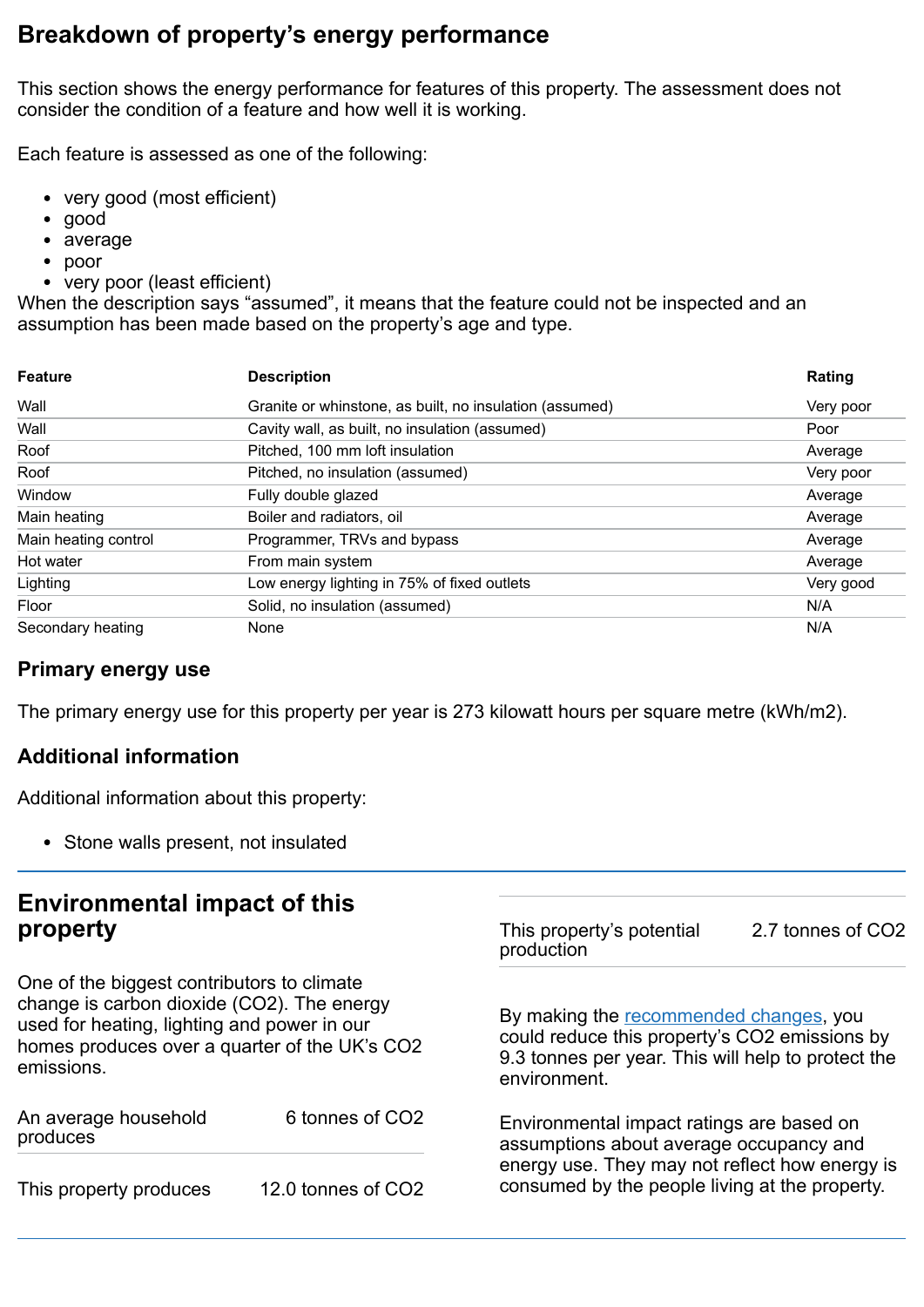## Breakdown of property's energy performance

This section shows the energy performance for features of this property. The assessment does not consider the condition of a feature and how well it is working.

Each feature is assessed as one of the following:

- very good (most efficient)
- good
- average
- poor
- very poor (least efficient)

When the description says "assumed", it means that the feature could not be inspected and an assumption has been made based on the property's age and type.

| Feature | Description | Rating |
|---|---|---|
| Wall | Granite or whinstone, as built, no insulation (assumed) | Very poor |
| Wall | Cavity wall, as built, no insulation (assumed) | Poor |
| Roof | Pitched, 100 mm loft insulation | Average |
| Roof | Pitched, no insulation (assumed) | Very poor |
| Window | Fully double glazed | Average |
| Main heating | Boiler and radiators, oil | Average |
| Main heating control | Programmer, TRVs and bypass | Average |
| Hot water | From main system | Average |
| Lighting | Low energy lighting in 75% of fixed outlets | Very good |
| Floor | Solid, no insulation (assumed) | N/A |
| Secondary heating | None | N/A |

### Primary energy use

The primary energy use for this property per year is 273 kilowatt hours per square metre (kWh/m2).

### Additional information

Additional information about this property:

- Stone walls present, not insulated

## Environmental impact of this property

One of the biggest contributors to climate change is carbon dioxide ($CO_2$). The energy used for heating, lighting and power in our homes produces over a quarter of the UK's $CO_2$ emissions.

| | |
|---|---|
| An average household produces | 6 tonnes of $CO_2$ |
| This property produces | 12.0 tonnes of $CO_2$ |
| This property's potential production | 2.7 tonnes of $CO_2$ |

By making the recommended changes, you could reduce this property's $CO_2$ emissions by 9.3 tonnes per year. This will help to protect the environment.

Environmental impact ratings are based on assumptions about average occupancy and energy use. They may not reflect how energy is consumed by the people living at the property.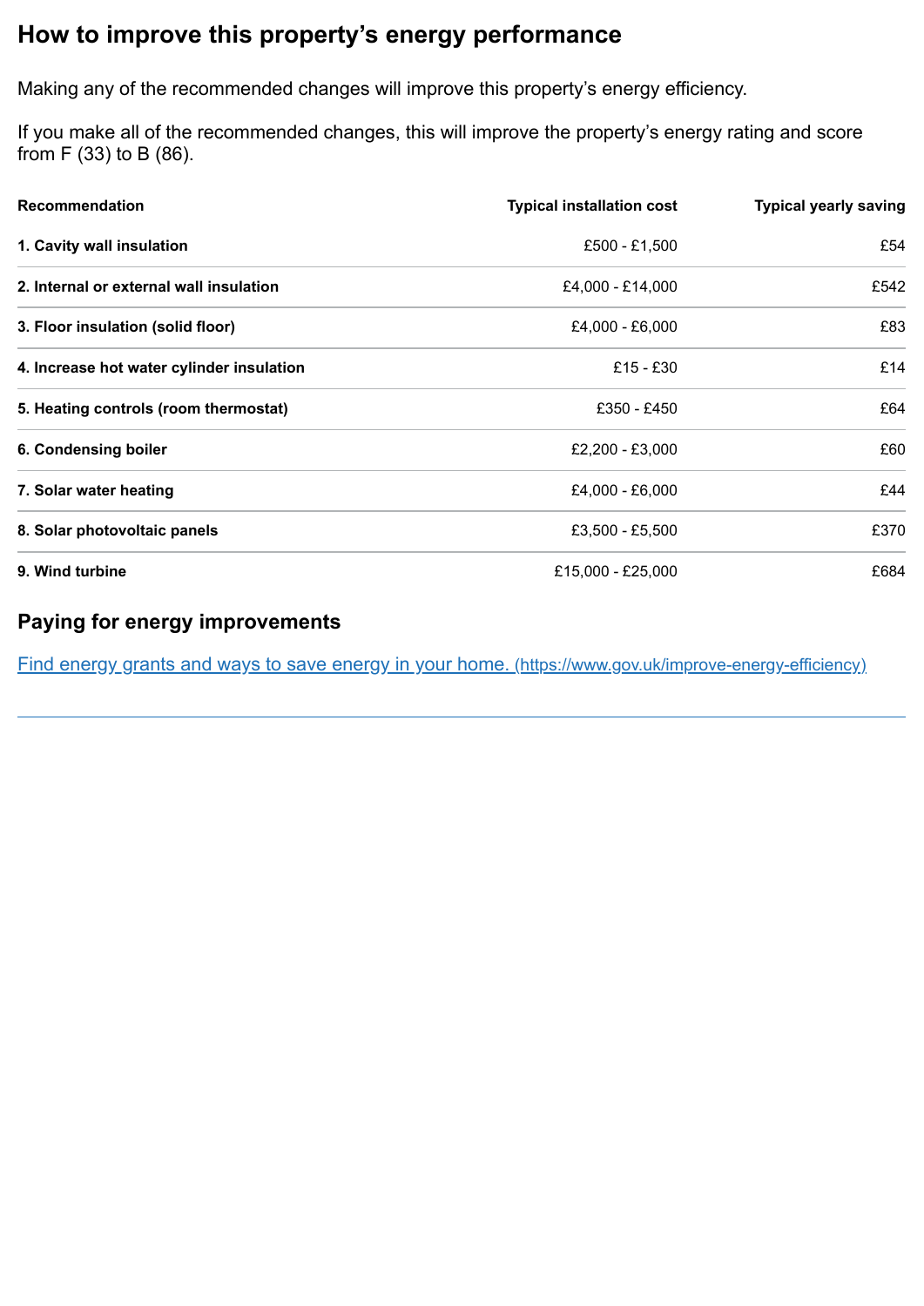## How to improve this property's energy performance

Making any of the recommended changes will improve this property's energy efficiency.

If you make all of the recommended changes, this will improve the property's energy rating and score from F (33) to B (86).

| Recommendation | Typical installation cost | Typical yearly saving |
|---|---|---|
| **1. Cavity wall insulation** | £500 - £1,500 | £54 |
| **2. Internal or external wall insulation** | £4,000 - £14,000 | £542 |
| **3. Floor insulation (solid floor)** | £4,000 - £6,000 | £83 |
| **4. Increase hot water cylinder insulation** | £15 - £30 | £14 |
| **5. Heating controls (room thermostat)** | £350 - £450 | £64 |
| **6. Condensing boiler** | £2,200 - £3,000 | £60 |
| **7. Solar water heating** | £4,000 - £6,000 | £44 |
| **8. Solar photovoltaic panels** | £3,500 - £5,500 | £370 |
| **9. Wind turbine** | £15,000 - £25,000 | £684 |

### Paying for energy improvements

[Find energy grants and ways to save energy in your home. (https://www.gov.uk/improve-energy-efficiency)](https://www.gov.uk/improve-energy-efficiency)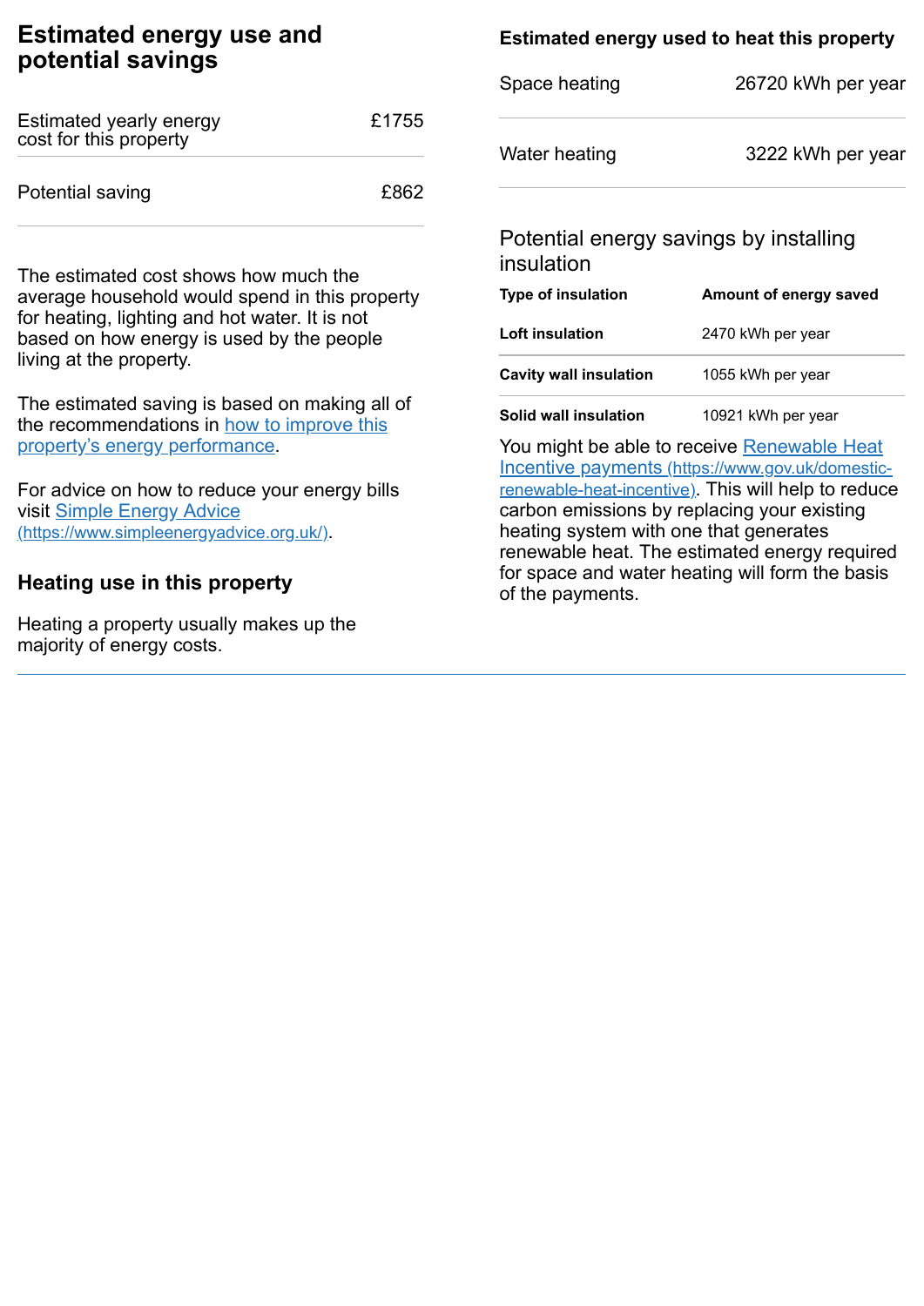## Estimated energy use and potential savings

| Estimated yearly energy cost for this property | £1755 |
| --- | --- |
| Potential saving | £862 |

The estimated cost shows how much the average household would spend in this property for heating, lighting and hot water. It is not based on how energy is used by the people living at the property.

The estimated saving is based on making all of the recommendations in [how to improve this property's energy performance](#).

For advice on how to reduce your energy bills visit [Simple Energy Advice (https://www.simpleenergyadvice.org.uk/)](https://www.simpleenergyadvice.org.uk/).

### Heating use in this property

Heating a property usually makes up the majority of energy costs.

#### Estimated energy used to heat this property

| Space heating | 26720 kWh per year |
| --- | --- |
| Water heating | 3222 kWh per year |

#### Potential energy savings by installing insulation

| Type of insulation | Amount of energy saved |
| --- | --- |
| **Loft insulation** | 2470 kWh per year |
| **Cavity wall insulation** | 1055 kWh per year |
| **Solid wall insulation** | 10921 kWh per year |

You might be able to receive [Renewable Heat Incentive payments (https://www.gov.uk/domestic-renewable-heat-incentive)](https://www.gov.uk/domestic-renewable-heat-incentive). This will help to reduce carbon emissions by replacing your existing heating system with one that generates renewable heat. The estimated energy required for space and water heating will form the basis of the payments.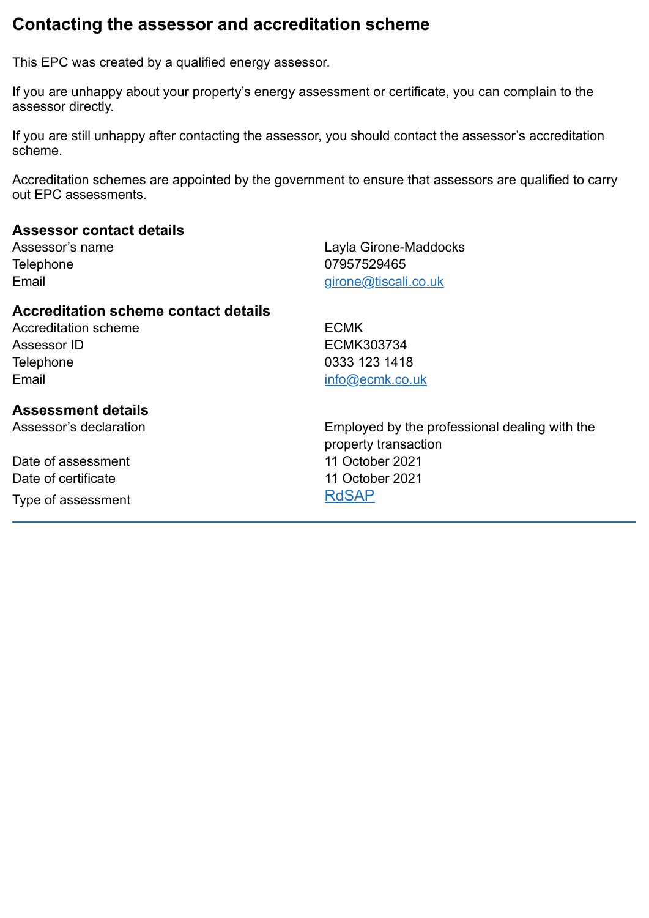## Contacting the assessor and accreditation scheme

This EPC was created by a qualified energy assessor.

If you are unhappy about your property's energy assessment or certificate, you can complain to the assessor directly.

If you are still unhappy after contacting the assessor, you should contact the assessor's accreditation scheme.

Accreditation schemes are appointed by the government to ensure that assessors are qualified to carry out EPC assessments.

### Assessor contact details

| | |
|---|---|
| Assessor's name | Layla Girone-Maddocks |
| Telephone | 07957529465 |
| Email | girone@tiscali.co.uk |

### Accreditation scheme contact details

| | |
|---|---|
| Accreditation scheme | ECMK |
| Assessor ID | ECMK303734 |
| Telephone | 0333 123 1418 |
| Email | info@ecmk.co.uk |

### Assessment details

| | |
|---|---|
| Assessor's declaration | Employed by the professional dealing with the property transaction |
| Date of assessment | 11 October 2021 |
| Date of certificate | 11 October 2021 |
| Type of assessment | RdSAP |